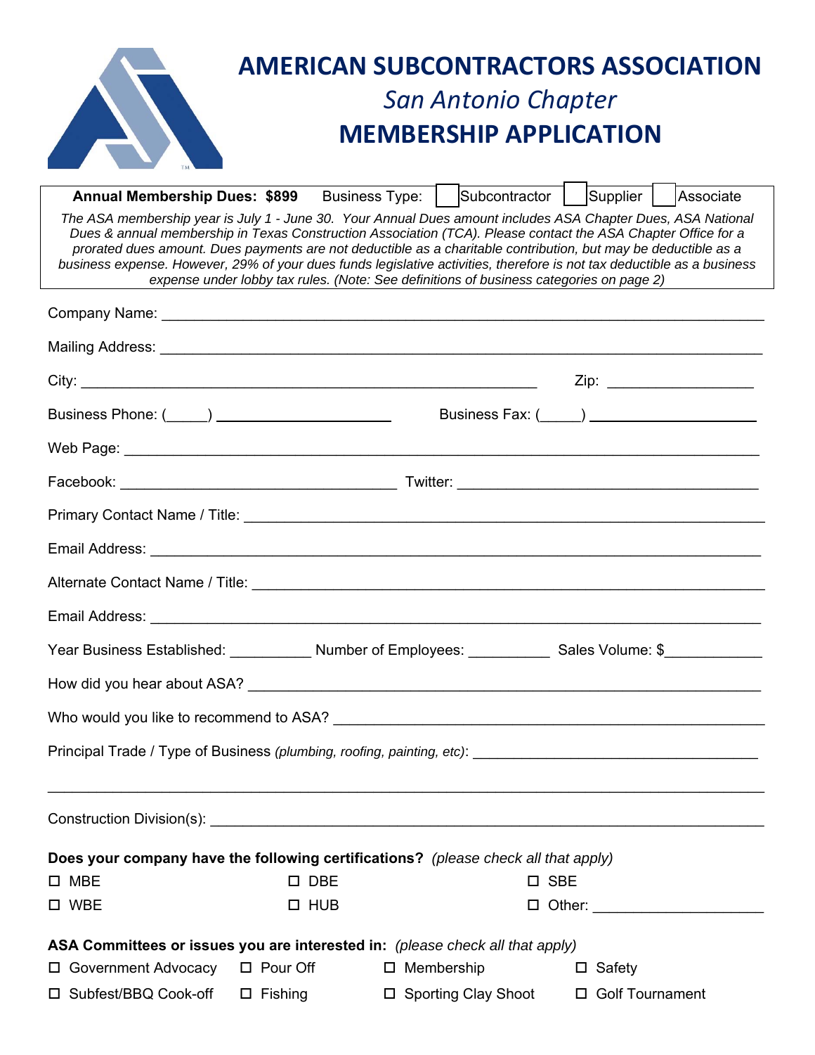# AMERICAN SUBCONTRACTORS ASSOCIATION

## *San Antonio Chapter*

## MEMBERSHIP APPLICATION

**Annual Membership Dues: $899** Business Type: ☐ Subcontractor ☐ Supplier ☐ Associate

*The ASA membership year is July 1 - June 30. Your Annual Dues amount includes ASA Chapter Dues, ASA National Dues & annual membership in Texas Construction Association (TCA). Please contact the ASA Chapter Office for a prorated dues amount. Dues payments are not deductible as a charitable contribution, but may be deductible as a business expense. However, 29% of your dues funds legislative activities, therefore is not tax deductible as a business expense under lobby tax rules. (Note: See definitions of business categories on page 2)*

Company Name: ______________________________________________________________

Mailing Address: ______________________________________________________________

City: ________________________________________________ Zip: _______________

Business Phone: (_____) ____________________ Business Fax: (_____) ____________________

Web Page: ______________________________________________________________

Facebook: ______________________________ Twitter: ______________________________

Primary Contact Name / Title: ______________________________________________________

Email Address: ______________________________________________________________

Alternate Contact Name / Title: ______________________________________________________

Email Address: ______________________________________________________________

Year Business Established: _________ Number of Employees: _________ Sales Volume: $__________

How did you hear about ASA? ______________________________________________________

Who would you like to recommend to ASA? __________________________________________

Principal Trade / Type of Business *(plumbing, roofing, painting, etc)*: ____________________________

______________________________________________________________________

Construction Division(s): ______________________________________________________

**Does your company have the following certifications?** *(please check all that apply)*

☐ MBE ☐ DBE ☐ SBE

☐ WBE ☐ HUB ☐ Other: __________________

**ASA Committees or issues you are interested in:** *(please check all that apply)*

☐ Government Advocacy ☐ Pour Off ☐ Membership ☐ Safety

☐ Subfest/BBQ Cook-off ☐ Fishing ☐ Sporting Clay Shoot ☐ Golf Tournament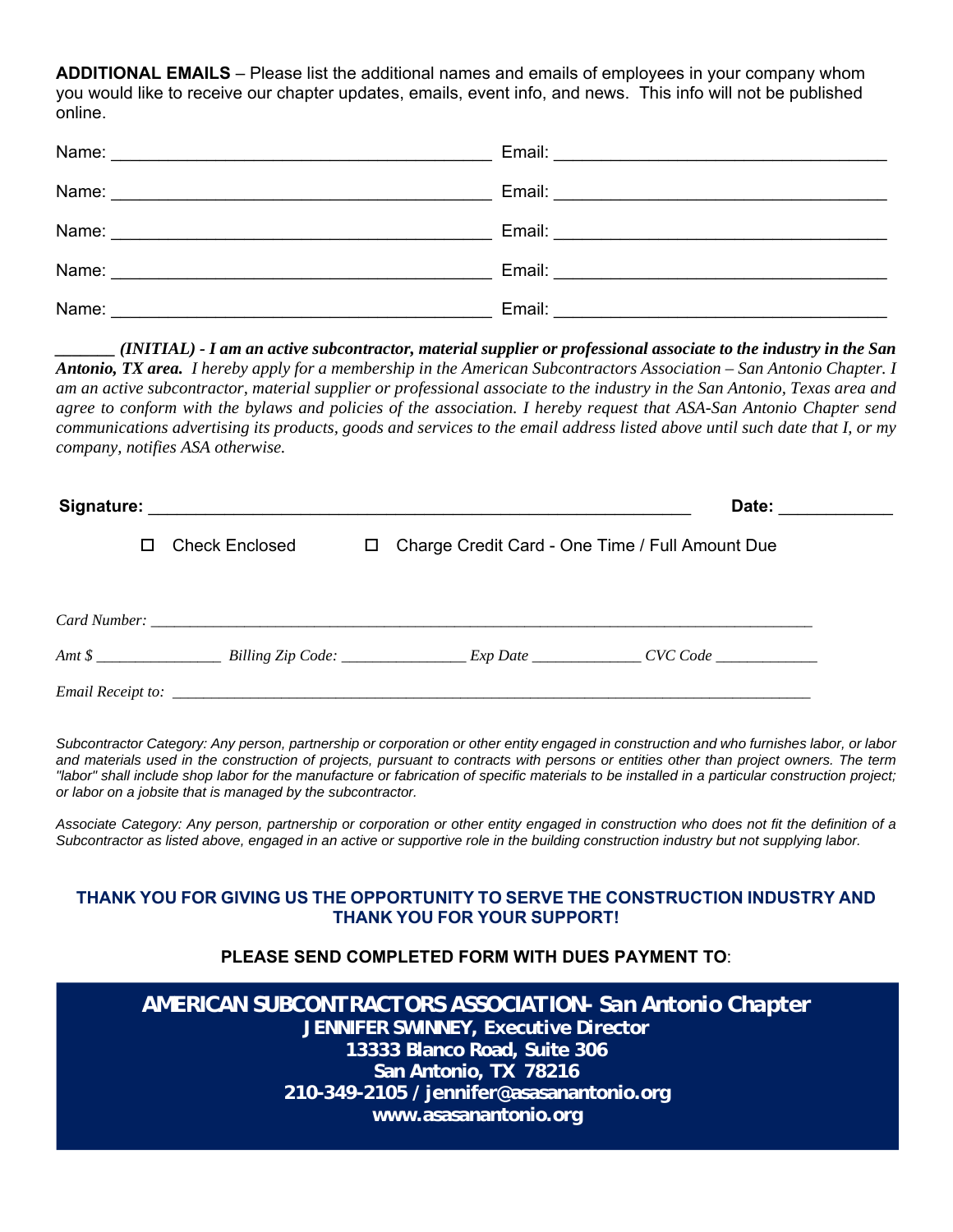**ADDITIONAL EMAILS** – Please list the additional names and emails of employees in your company whom you would like to receive our chapter updates, emails, event info, and news. This info will not be published online.

Name: ________________________________________ Email: ___________________________________

Name: ________________________________________ Email: ___________________________________

Name: ________________________________________ Email: ___________________________________

Name: ________________________________________ Email: ___________________________________

Name: ________________________________________ Email: ___________________________________

_______ ***(INITIAL) - I am an active subcontractor, material supplier or professional associate to the industry in the San Antonio, TX area.*** *I hereby apply for a membership in the American Subcontractors Association – San Antonio Chapter. I am an active subcontractor, material supplier or professional associate to the industry in the San Antonio, Texas area and agree to conform with the bylaws and policies of the association. I hereby request that ASA-San Antonio Chapter send communications advertising its products, goods and services to the email address listed above until such date that I, or my company, notifies ASA otherwise.*

**Signature:** ________________________________________________________ **Date:** ____________

☐ Check Enclosed ☐ Charge Credit Card - One Time / Full Amount Due

*Card Number:* ________________________________________________________________________________

*Amt $* _______________ *Billing Zip Code:* _______________ *Exp Date* _____________ *CVC Code* _____________

*Email Receipt to:* ____________________________________________________________________________

*Subcontractor Category: Any person, partnership or corporation or other entity engaged in construction and who furnishes labor, or labor and materials used in the construction of projects, pursuant to contracts with persons or entities other than project owners. The term "labor" shall include shop labor for the manufacture or fabrication of specific materials to be installed in a particular construction project; or labor on a jobsite that is managed by the subcontractor.*

*Associate Category: Any person, partnership or corporation or other entity engaged in construction who does not fit the definition of a Subcontractor as listed above, engaged in an active or supportive role in the building construction industry but not supplying labor.*

**THANK YOU FOR GIVING US THE OPPORTUNITY TO SERVE THE CONSTRUCTION INDUSTRY AND THANK YOU FOR YOUR SUPPORT!**

**PLEASE SEND COMPLETED FORM WITH DUES PAYMENT TO**:

**AMERICAN SUBCONTRACTORS ASSOCIATION- San Antonio Chapter**
**JENNIFER SWINNEY, Executive Director**
**13333 Blanco Road, Suite 306**
**San Antonio, TX 78216**
**210-349-2105 / jennifer@asasanantonio.org**
**www.asasanantonio.org**